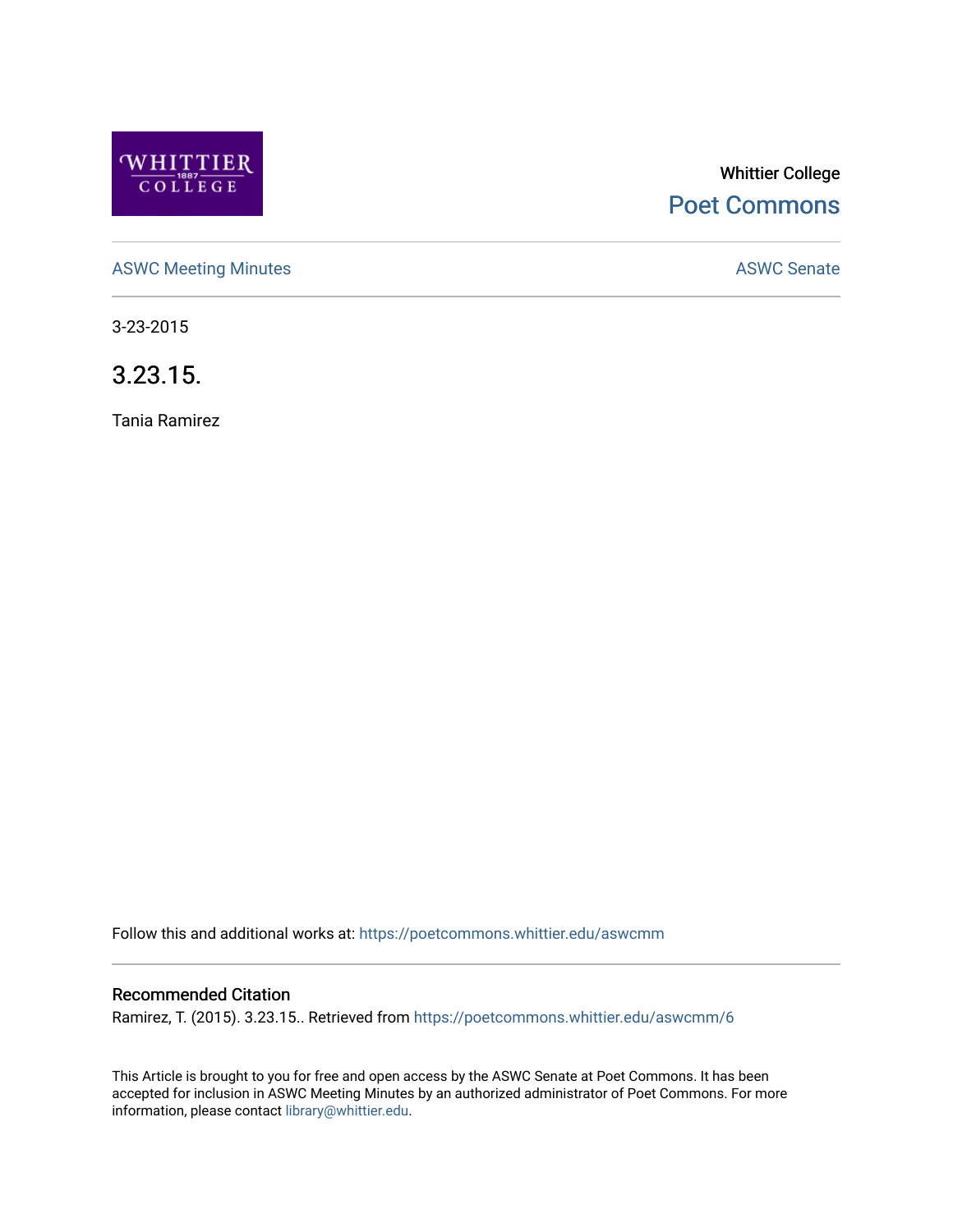Whittier College

Poet Commons

ASWC Meeting Minutes

ASWC Senate

3-23-2015

# 3.23.15.

Tania Ramirez

Follow this and additional works at: https://poetcommons.whittier.edu/aswcmm

## Recommended Citation

Ramirez, T. (2015). 3.23.15.. Retrieved from https://poetcommons.whittier.edu/aswcmm/6

This Article is brought to you for free and open access by the ASWC Senate at Poet Commons. It has been accepted for inclusion in ASWC Meeting Minutes by an authorized administrator of Poet Commons. For more information, please contact library@whittier.edu.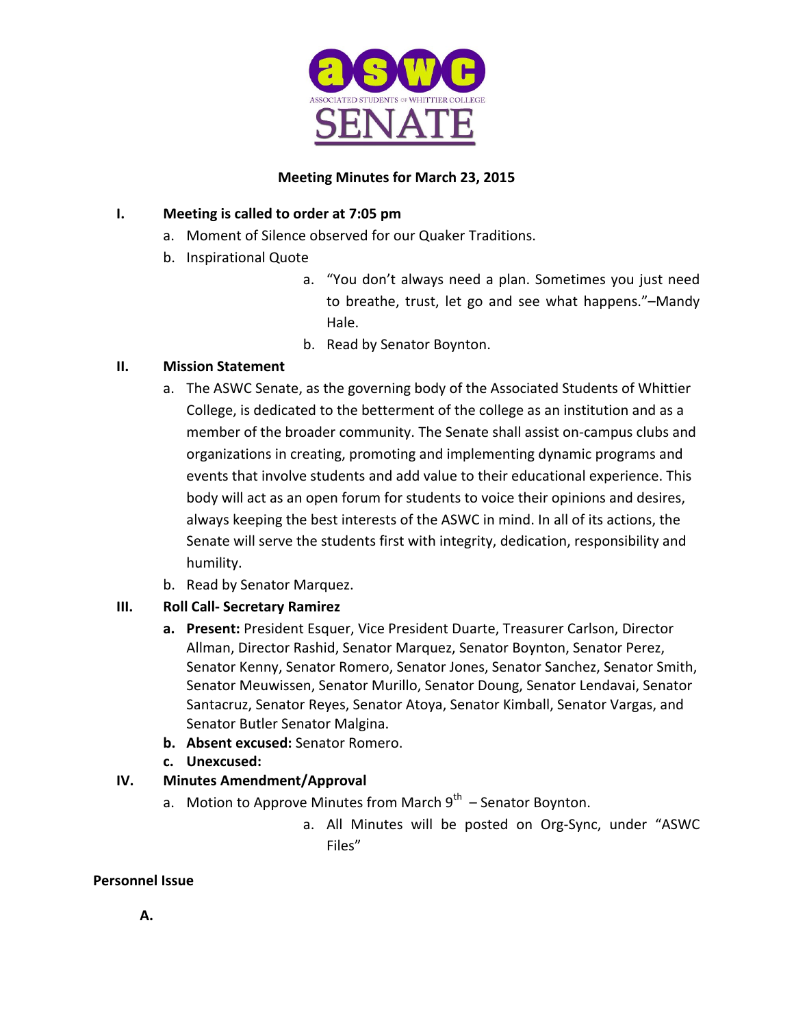# ASWC SENATE

ASSOCIATED STUDENTS OF WHITTIER COLLEGE

**Meeting Minutes for March 23, 2015**

I. **Meeting is called to order at 7:05 pm**
   a. Moment of Silence observed for our Quaker Traditions.
   b. Inspirational Quote
      a. "You don't always need a plan. Sometimes you just need to breathe, trust, let go and see what happens."–Mandy Hale.
      b. Read by Senator Boynton.

II. **Mission Statement**
   a. The ASWC Senate, as the governing body of the Associated Students of Whittier College, is dedicated to the betterment of the college as an institution and as a member of the broader community. The Senate shall assist on-campus clubs and organizations in creating, promoting and implementing dynamic programs and events that involve students and add value to their educational experience. This body will act as an open forum for students to voice their opinions and desires, always keeping the best interests of the ASWC in mind. In all of its actions, the Senate will serve the students first with integrity, dedication, responsibility and humility.
   b. Read by Senator Marquez.

III. **Roll Call- Secretary Ramirez**
   a. **Present:** President Esquer, Vice President Duarte, Treasurer Carlson, Director Allman, Director Rashid, Senator Marquez, Senator Boynton, Senator Perez, Senator Kenny, Senator Romero, Senator Jones, Senator Sanchez, Senator Smith, Senator Meuwissen, Senator Murillo, Senator Doung, Senator Lendavai, Senator Santacruz, Senator Reyes, Senator Atoya, Senator Kimball, Senator Vargas, and Senator Butler Senator Malgina.
   b. **Absent excused:** Senator Romero.
   c. **Unexcused:**

IV. **Minutes Amendment/Approval**
   a. Motion to Approve Minutes from March 9th – Senator Boynton.
      a. All Minutes will be posted on Org-Sync, under "ASWC Files"

**Personnel Issue**

A.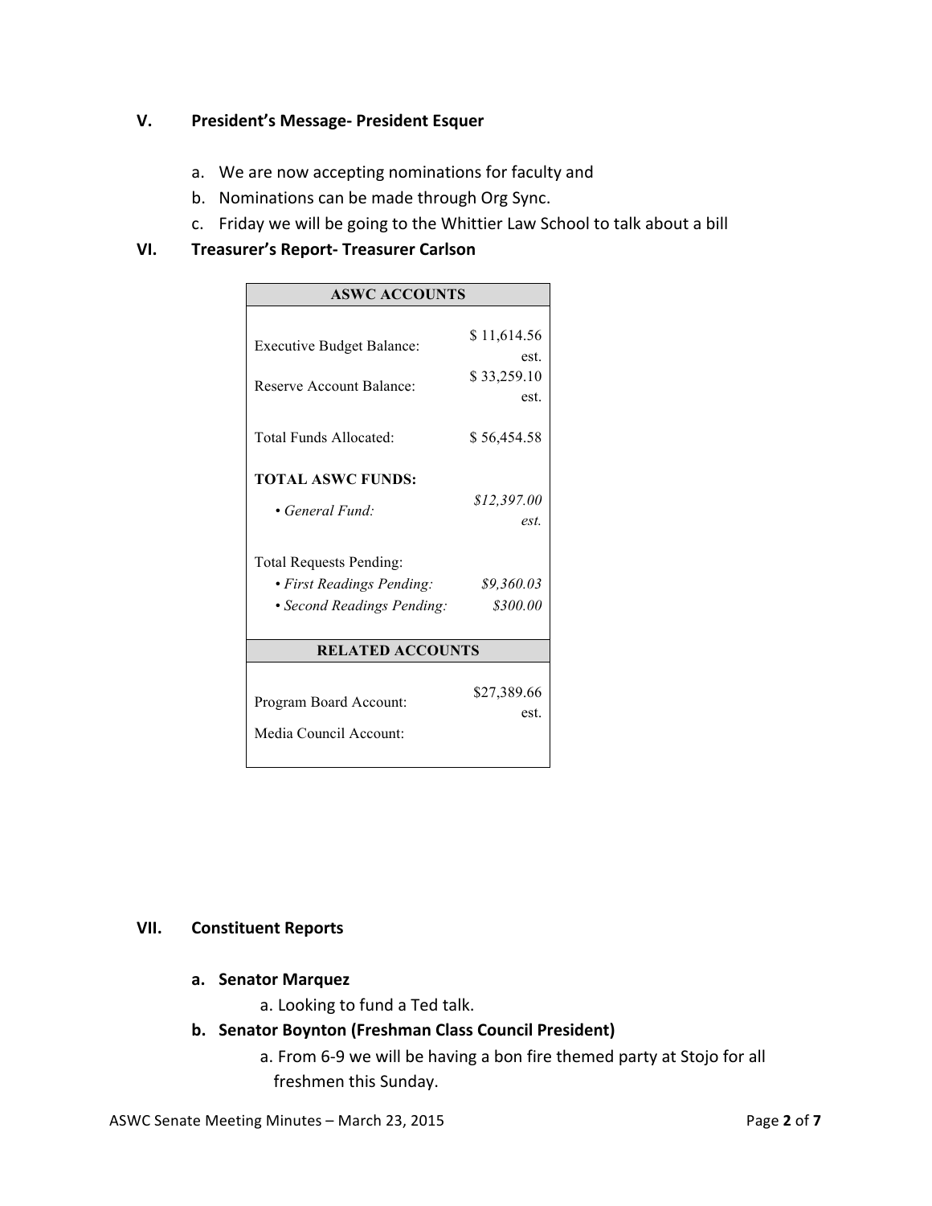## V. President's Message- President Esquer

a. We are now accepting nominations for faculty and
b. Nominations can be made through Org Sync.
c. Friday we will be going to the Whittier Law School to talk about a bill

## VI. Treasurer's Report- Treasurer Carlson

| **ASWC ACCOUNTS** | |
|---|---|
| Executive Budget Balance: | $ 11,614.56 est. |
| Reserve Account Balance: | $ 33,259.10 est. |
| Total Funds Allocated: | $ 56,454.58 |
| **TOTAL ASWC FUNDS:** | |
| • *General Fund:* | *$12,397.00 est.* |
| Total Requests Pending: | |
| • *First Readings Pending:* | *$9,360.03* |
| • *Second Readings Pending:* | *$300.00* |
| **RELATED ACCOUNTS** | |
| Program Board Account: | $27,389.66 est. |
| Media Council Account: | |

## VII. Constituent Reports

### a. Senator Marquez

a. Looking to fund a Ted talk.

### b. Senator Boynton (Freshman Class Council President)

a. From 6-9 we will be having a bon fire themed party at Stojo for all freshmen this Sunday.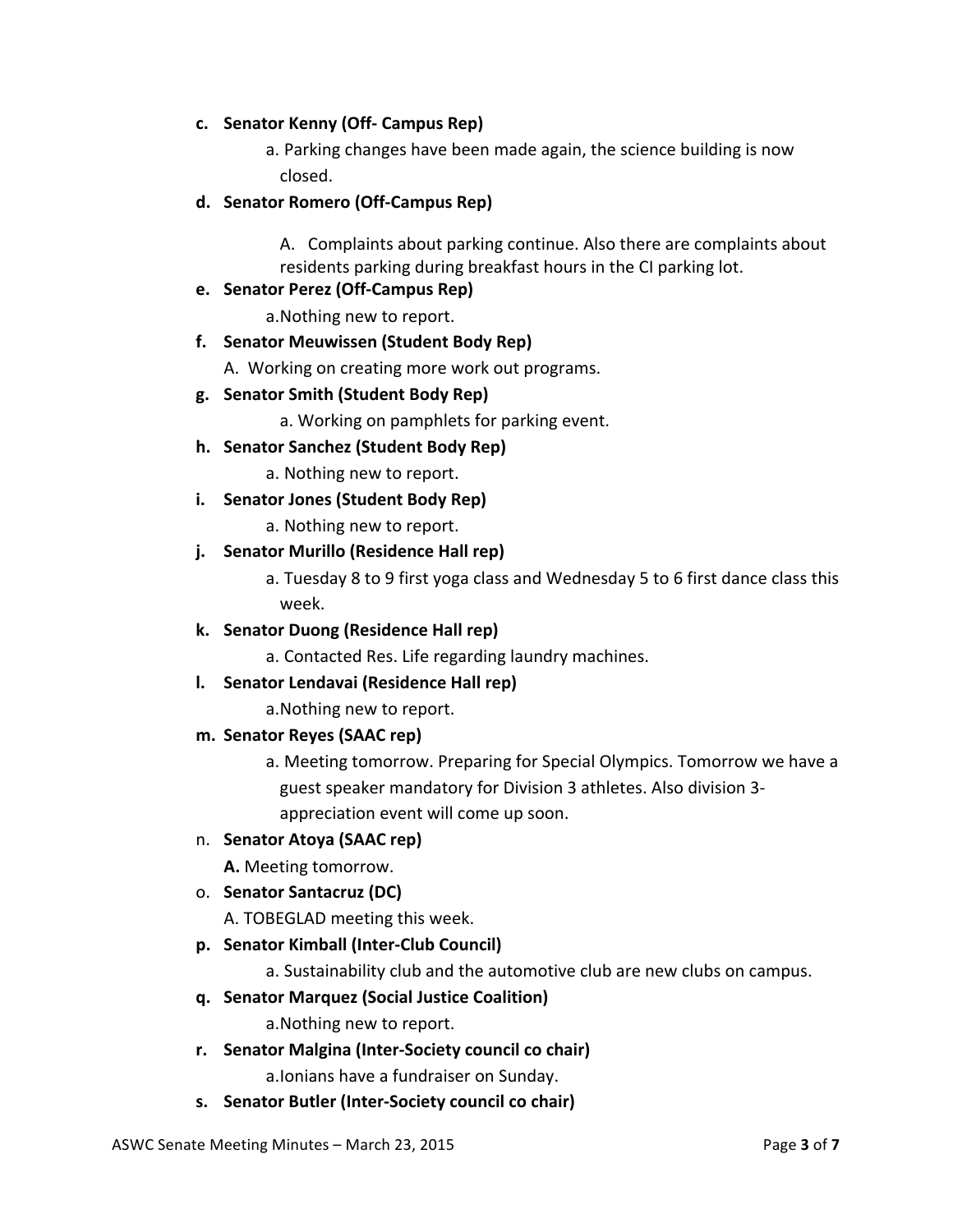c. **Senator Kenny (Off- Campus Rep)**

    a. Parking changes have been made again, the science building is now closed.

d. **Senator Romero (Off-Campus Rep)**

    A. Complaints about parking continue. Also there are complaints about residents parking during breakfast hours in the CI parking lot.

e. **Senator Perez (Off-Campus Rep)**

    a.Nothing new to report.

f. **Senator Meuwissen (Student Body Rep)**

    A. Working on creating more work out programs.

g. **Senator Smith (Student Body Rep)**

    a. Working on pamphlets for parking event.

h. **Senator Sanchez (Student Body Rep)**

    a. Nothing new to report.

i. **Senator Jones (Student Body Rep)**

    a. Nothing new to report.

j. **Senator Murillo (Residence Hall rep)**

    a. Tuesday 8 to 9 first yoga class and Wednesday 5 to 6 first dance class this week.

k. **Senator Duong (Residence Hall rep)**

    a. Contacted Res. Life regarding laundry machines.

l. **Senator Lendavai (Residence Hall rep)**

    a.Nothing new to report.

m. **Senator Reyes (SAAC rep)**

    a. Meeting tomorrow. Preparing for Special Olympics. Tomorrow we have a guest speaker mandatory for Division 3 athletes. Also division 3- appreciation event will come up soon.

n. **Senator Atoya (SAAC rep)**

    **A.** Meeting tomorrow.

o. **Senator Santacruz (DC)**

    A. TOBEGLAD meeting this week.

p. **Senator Kimball (Inter-Club Council)**

    a. Sustainability club and the automotive club are new clubs on campus.

q. **Senator Marquez (Social Justice Coalition)**

    a.Nothing new to report.

r. **Senator Malgina (Inter-Society council co chair)**

    a.Ionians have a fundraiser on Sunday.

s. **Senator Butler (Inter-Society council co chair)**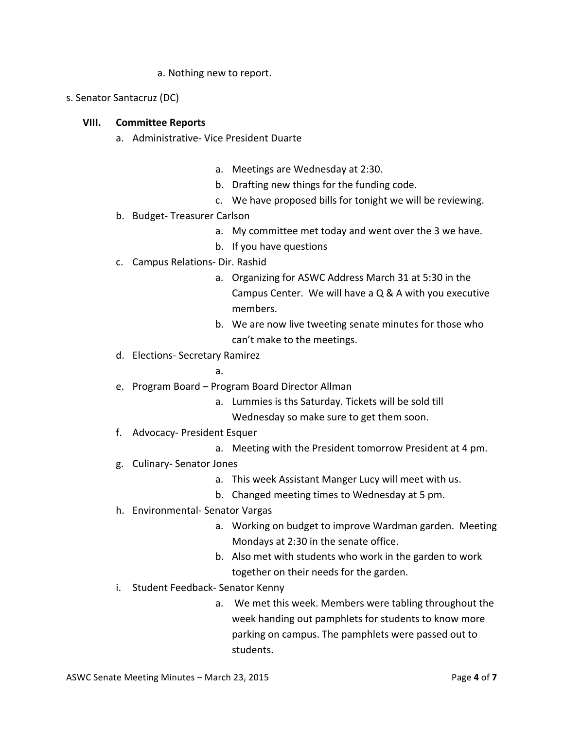a. Nothing new to report.

s. Senator Santacruz (DC)

## VIII. Committee Reports

a. Administrative- Vice President Duarte
    a. Meetings are Wednesday at 2:30.
    b. Drafting new things for the funding code.
    c. We have proposed bills for tonight we will be reviewing.

b. Budget- Treasurer Carlson
    a. My committee met today and went over the 3 we have.
    b. If you have questions

c. Campus Relations- Dir. Rashid
    a. Organizing for ASWC Address March 31 at 5:30 in the Campus Center. We will have a Q & A with you executive members.
    b. We are now live tweeting senate minutes for those who can't make to the meetings.

d. Elections- Secretary Ramirez
    a.

e. Program Board – Program Board Director Allman
    a. Lummies is ths Saturday. Tickets will be sold till Wednesday so make sure to get them soon.

f. Advocacy- President Esquer
    a. Meeting with the President tomorrow President at 4 pm.

g. Culinary- Senator Jones
    a. This week Assistant Manger Lucy will meet with us.
    b. Changed meeting times to Wednesday at 5 pm.

h. Environmental- Senator Vargas
    a. Working on budget to improve Wardman garden. Meeting Mondays at 2:30 in the senate office.
    b. Also met with students who work in the garden to work together on their needs for the garden.

i. Student Feedback- Senator Kenny
    a. We met this week. Members were tabling throughout the week handing out pamphlets for students to know more parking on campus. The pamphlets were passed out to students.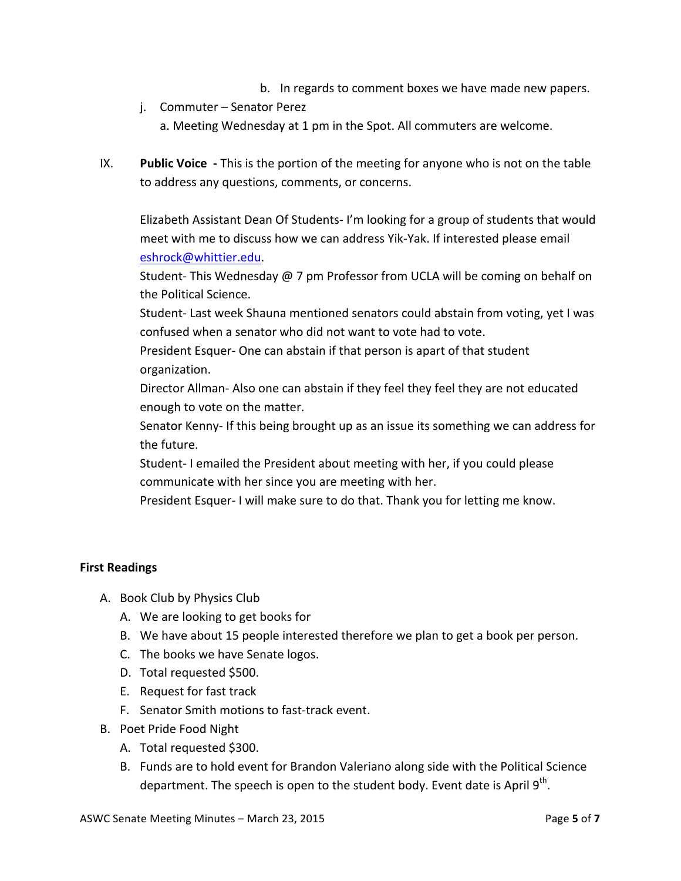b. In regards to comment boxes we have made new papers.

j. Commuter – Senator Perez
   a. Meeting Wednesday at 1 pm in the Spot. All commuters are welcome.

IX. **Public Voice -** This is the portion of the meeting for anyone who is not on the table to address any questions, comments, or concerns.

Elizabeth Assistant Dean Of Students- I'm looking for a group of students that would meet with me to discuss how we can address Yik-Yak. If interested please email eshrock@whittier.edu.

Student- This Wednesday @ 7 pm Professor from UCLA will be coming on behalf on the Political Science.

Student- Last week Shauna mentioned senators could abstain from voting, yet I was confused when a senator who did not want to vote had to vote.

President Esquer- One can abstain if that person is apart of that student organization.

Director Allman- Also one can abstain if they feel they feel they are not educated enough to vote on the matter.

Senator Kenny- If this being brought up as an issue its something we can address for the future.

Student- I emailed the President about meeting with her, if you could please communicate with her since you are meeting with her.

President Esquer- I will make sure to do that. Thank you for letting me know.

**First Readings**

A. Book Club by Physics Club
   A. We are looking to get books for
   B. We have about 15 people interested therefore we plan to get a book per person.
   C. The books we have Senate logos.
   D. Total requested $500.
   E. Request for fast track
   F. Senator Smith motions to fast-track event.

B. Poet Pride Food Night
   A. Total requested $300.
   B. Funds are to hold event for Brandon Valeriano along side with the Political Science department. The speech is open to the student body. Event date is April 9th.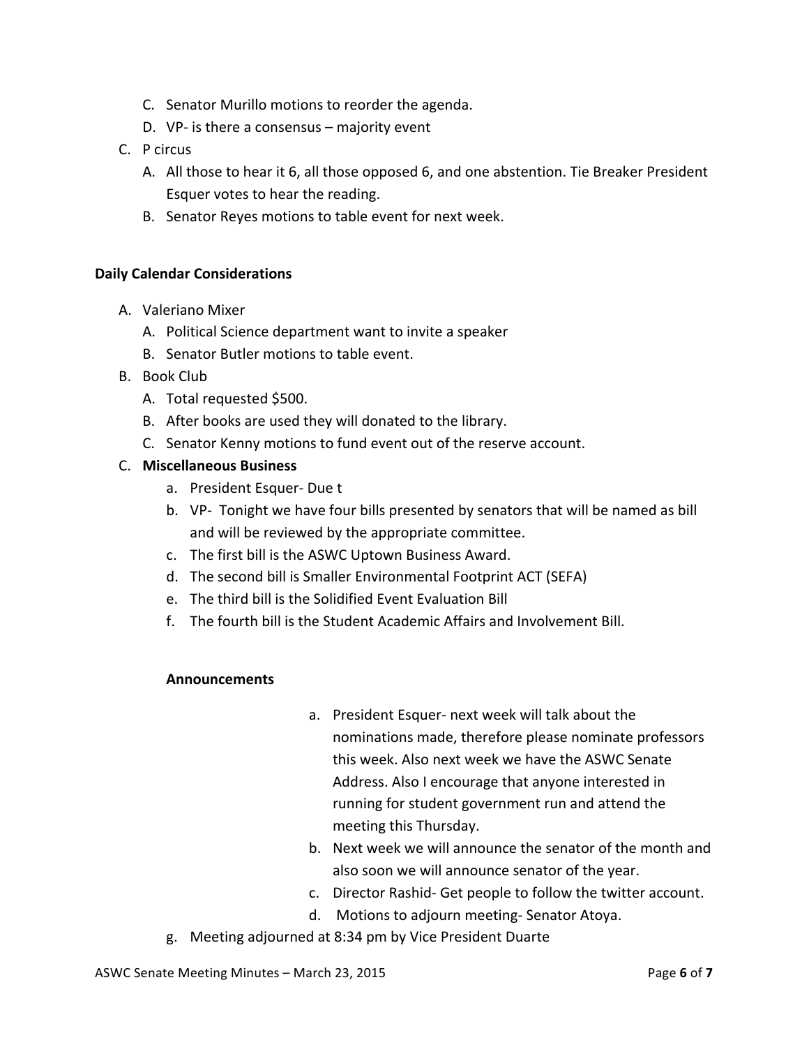C. Senator Murillo motions to reorder the agenda.
   D. VP- is there a consensus – majority event

C. P circus
   A. All those to hear it 6, all those opposed 6, and one abstention. Tie Breaker President Esquer votes to hear the reading.
   B. Senator Reyes motions to table event for next week.

**Daily Calendar Considerations**

A. Valeriano Mixer
   A. Political Science department want to invite a speaker
   B. Senator Butler motions to table event.

B. Book Club
   A. Total requested $500.
   B. After books are used they will donated to the library.
   C. Senator Kenny motions to fund event out of the reserve account.

C. **Miscellaneous Business**
   a. President Esquer- Due t
   b. VP- Tonight we have four bills presented by senators that will be named as bill and will be reviewed by the appropriate committee.
   c. The first bill is the ASWC Uptown Business Award.
   d. The second bill is Smaller Environmental Footprint ACT (SEFA)
   e. The third bill is the Solidified Event Evaluation Bill
   f. The fourth bill is the Student Academic Affairs and Involvement Bill.

**Announcements**

a. President Esquer- next week will talk about the nominations made, therefore please nominate professors this week. Also next week we have the ASWC Senate Address. Also I encourage that anyone interested in running for student government run and attend the meeting this Thursday.
b. Next week we will announce the senator of the month and also soon we will announce senator of the year.
c. Director Rashid- Get people to follow the twitter account.
d. Motions to adjourn meeting- Senator Atoya.

g. Meeting adjourned at 8:34 pm by Vice President Duarte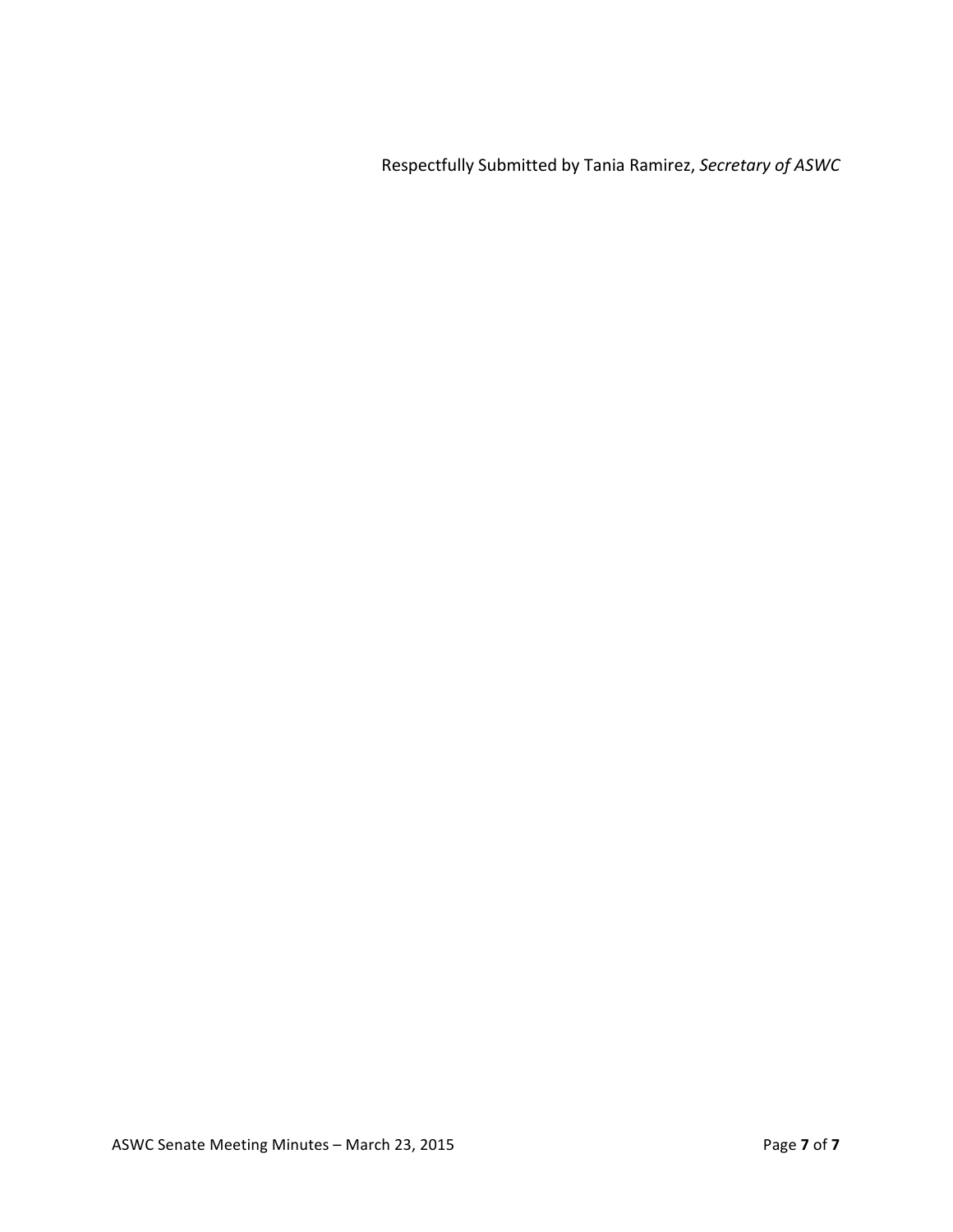Respectfully Submitted by Tania Ramirez, *Secretary of ASWC*